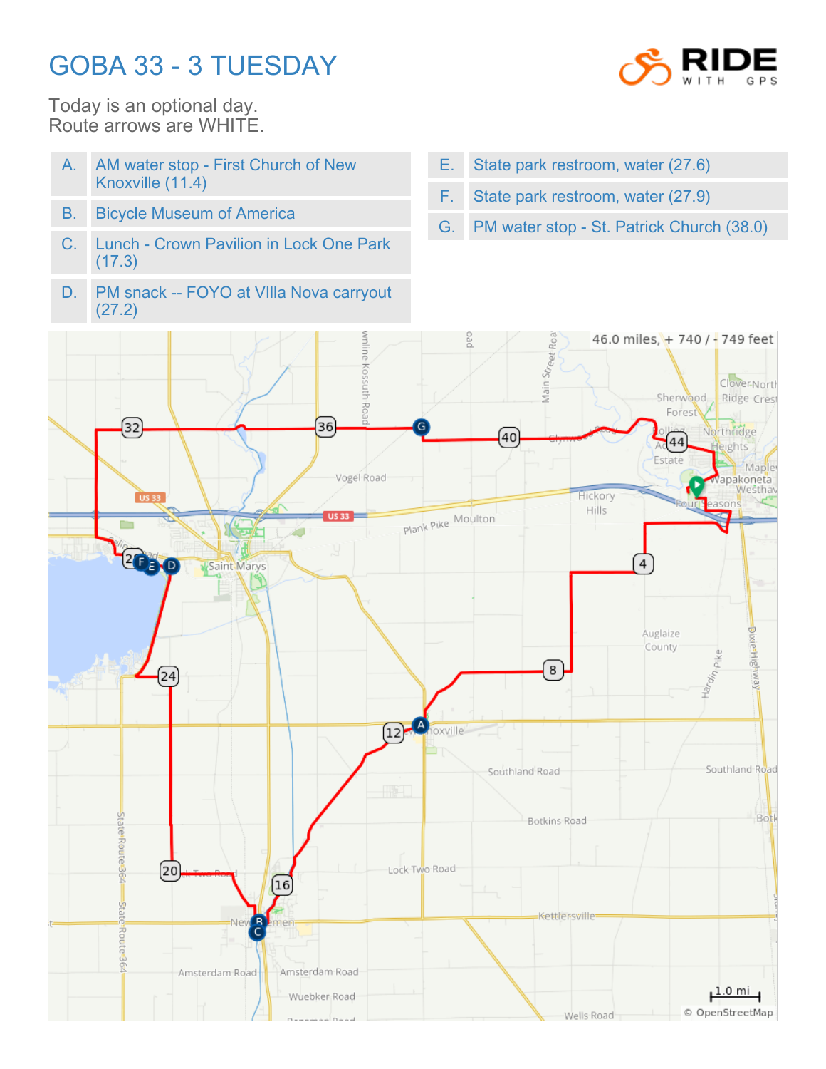# GOBA 33 - 3 TUESDAY

Today is an optional day.
Route arrows are WHITE.

| | |
|---|---|
| A. | AM water stop - First Church of New Knoxville (11.4) |
| B. | Bicycle Museum of America |
| C. | Lunch - Crown Pavilion in Lock One Park (17.3) |
| D. | PM snack -- FOYO at VIlla Nova carryout (27.2) |
| E. | State park restroom, water (27.6) |
| F. | State park restroom, water (27.9) |
| G. | PM water stop - St. Patrick Church (38.0) |

46.0 miles, + 740 / - 749 feet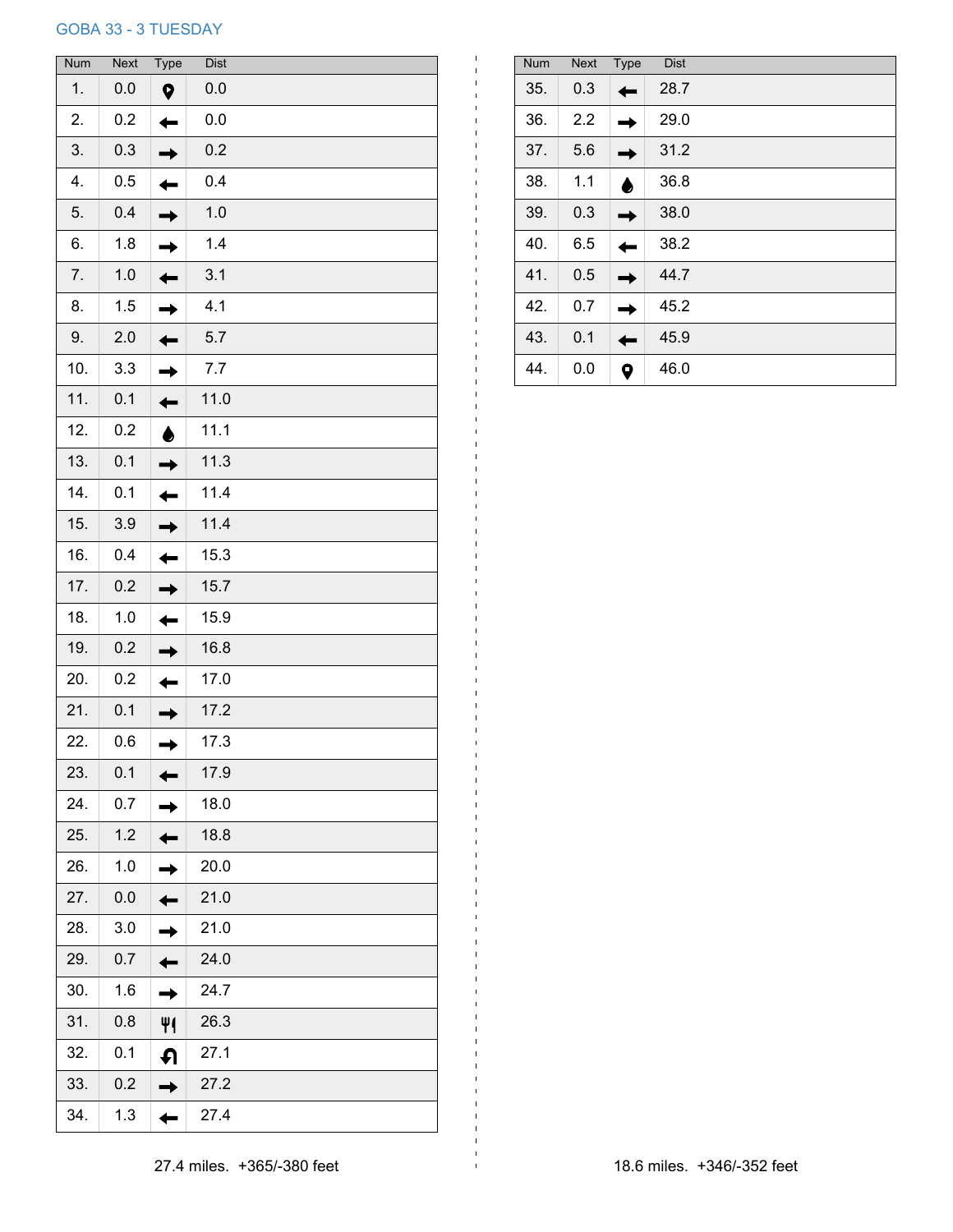GOBA 33 - 3 TUESDAY

| Num | Next | Type | Dist |
|---|---|---|---|
| 1. | 0.0 | 📍 | 0.0 |
| 2. | 0.2 | ← | 0.0 |
| 3. | 0.3 | → | 0.2 |
| 4. | 0.5 | ← | 0.4 |
| 5. | 0.4 | → | 1.0 |
| 6. | 1.8 | → | 1.4 |
| 7. | 1.0 | ← | 3.1 |
| 8. | 1.5 | → | 4.1 |
| 9. | 2.0 | ← | 5.7 |
| 10. | 3.3 | → | 7.7 |
| 11. | 0.1 | ← | 11.0 |
| 12. | 0.2 | 💧 | 11.1 |
| 13. | 0.1 | → | 11.3 |
| 14. | 0.1 | ← | 11.4 |
| 15. | 3.9 | → | 11.4 |
| 16. | 0.4 | ← | 15.3 |
| 17. | 0.2 | → | 15.7 |
| 18. | 1.0 | ← | 15.9 |
| 19. | 0.2 | → | 16.8 |
| 20. | 0.2 | ← | 17.0 |
| 21. | 0.1 | → | 17.2 |
| 22. | 0.6 | → | 17.3 |
| 23. | 0.1 | ← | 17.9 |
| 24. | 0.7 | → | 18.0 |
| 25. | 1.2 | ← | 18.8 |
| 26. | 1.0 | → | 20.0 |
| 27. | 0.0 | ← | 21.0 |
| 28. | 3.0 | → | 21.0 |
| 29. | 0.7 | ← | 24.0 |
| 30. | 1.6 | → | 24.7 |
| 31. | 0.8 | 🍴 | 26.3 |
| 32. | 0.1 | U-turn | 27.1 |
| 33. | 0.2 | → | 27.2 |
| 34. | 1.3 | ← | 27.4 |

27.4 miles. +365/-380 feet

| Num | Next | Type | Dist |
|---|---|---|---|
| 35. | 0.3 | ← | 28.7 |
| 36. | 2.2 | → | 29.0 |
| 37. | 5.6 | → | 31.2 |
| 38. | 1.1 | 💧 | 36.8 |
| 39. | 0.3 | → | 38.0 |
| 40. | 6.5 | ← | 38.2 |
| 41. | 0.5 | → | 44.7 |
| 42. | 0.7 | → | 45.2 |
| 43. | 0.1 | ← | 45.9 |
| 44. | 0.0 | 📍 | 46.0 |

18.6 miles. +346/-352 feet